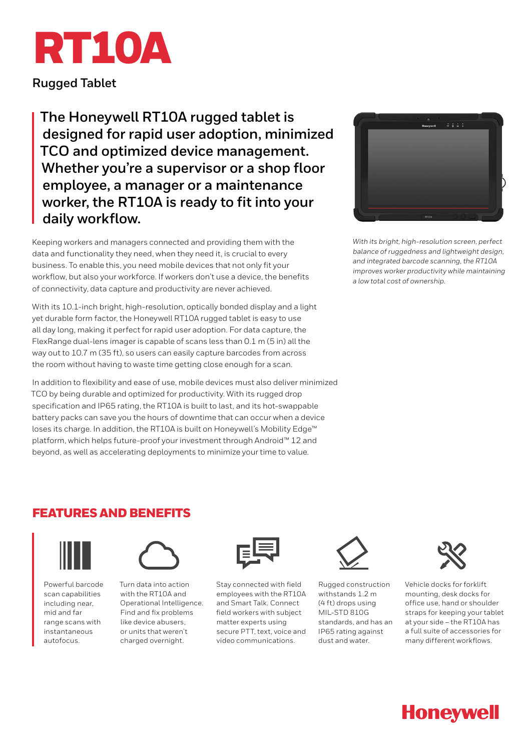# RT10A

## Rugged Tablet

**The Honeywell RT10A rugged tablet is designed for rapid user adoption, minimized TCO and optimized device management. Whether you're a supervisor or a shop floor employee, a manager or a maintenance worker, the RT10A is ready to fit into your daily workflow.**

Keeping workers and managers connected and providing them with the data and functionality they need, when they need it, is crucial to every business. To enable this, you need mobile devices that not only fit your workflow, but also your workforce. If workers don't use a device, the benefits of connectivity, data capture and productivity are never achieved.

With its 10.1-inch bright, high-resolution, optically bonded display and a light yet durable form factor, the Honeywell RT10A rugged tablet is easy to use all day long, making it perfect for rapid user adoption. For data capture, the FlexRange dual-lens imager is capable of scans less than 0.1 m (5 in) all the way out to 10.7 m (35 ft), so users can easily capture barcodes from across the room without having to waste time getting close enough for a scan.

In addition to flexibility and ease of use, mobile devices must also deliver minimized TCO by being durable and optimized for productivity. With its rugged drop specification and IP65 rating, the RT10A is built to last, and its hot-swappable battery packs can save you the hours of downtime that can occur when a device loses its charge. In addition, the RT10A is built on Honeywell's Mobility Edge™ platform, which helps future-proof your investment through Android™ 12 and beyond, as well as accelerating deployments to minimize your time to value.

*With its bright, high-resolution screen, perfect balance of ruggedness and lightweight design, and integrated barcode scanning, the RT10A improves worker productivity while maintaining a low total cost of ownership.*

## FEATURES AND BENEFITS

- Powerful barcode scan capabilities including near, mid and far range scans with instantaneous autofocus.
- Turn data into action with the RT10A and Operational Intelligence. Find and fix problems like device abusers, or units that weren't charged overnight.
- Stay connected with field employees with the RT10A and Smart Talk. Connect field workers with subject matter experts using secure PTT, text, voice and video communications.
- Rugged construction withstands 1.2 m (4 ft) drops using MIL-STD 810G standards, and has an IP65 rating against dust and water.
- Vehicle docks for forklift mounting, desk docks for office use, hand or shoulder straps for keeping your tablet at your side – the RT10A has a full suite of accessories for many different workflows.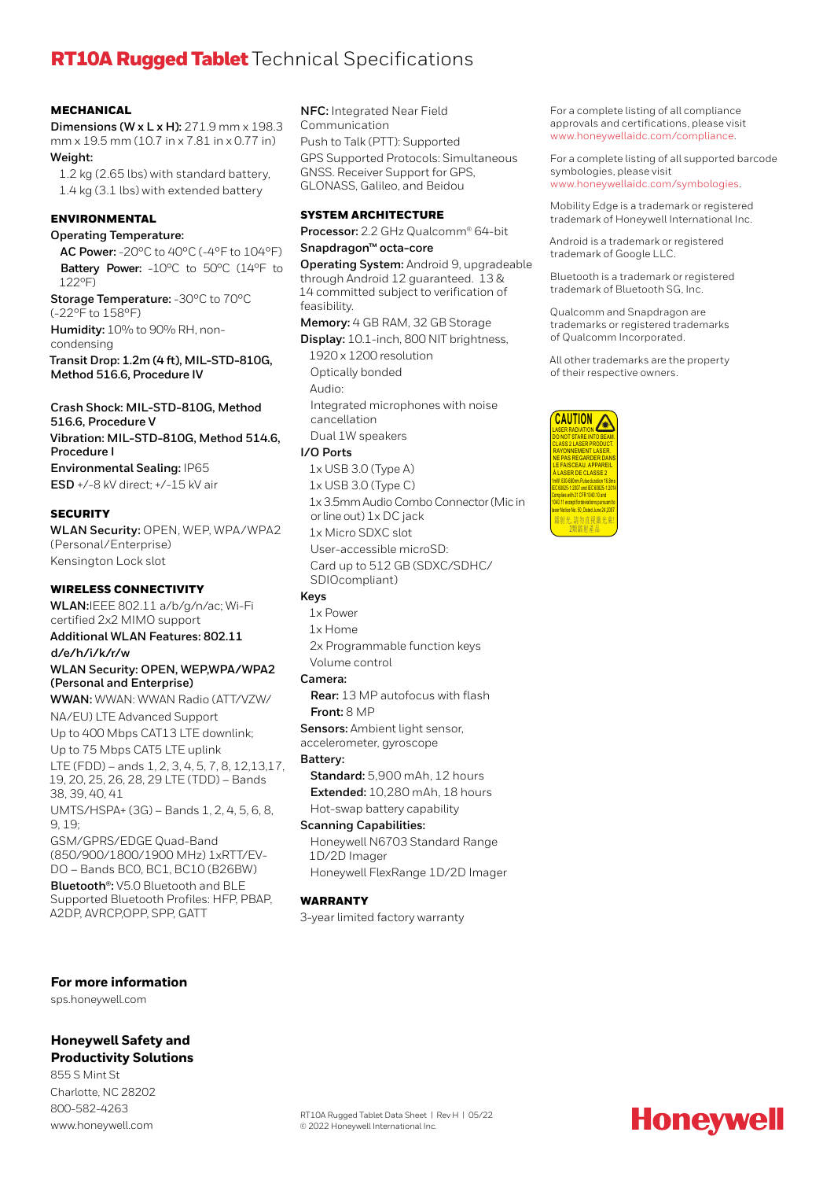# **RT10A Rugged Tablet** Technical Specifications

### MECHANICAL

**Dimensions (W x L x H):** 271.9 mm x 198.3 mm x 19.5 mm (10.7 in x 7.81 in x 0.77 in)

**Weight:**

1.2 kg (2.65 lbs) with standard battery,
1.4 kg (3.1 lbs) with extended battery

### ENVIRONMENTAL

**Operating Temperature:**

**AC Power:** -20°C to 40°C (-4°F to 104°F)
**Battery Power:** -10°C to 50°C (14°F to 122°F)

**Storage Temperature:** -30°C to 70°C (-22°F to 158°F)

**Humidity:** 10% to 90% RH, non-condensing

**Transit Drop: 1.2m (4 ft), MIL-STD-810G, Method 516.6, Procedure IV**

**Crash Shock: MIL-STD-810G, Method 516.6, Procedure V**

**Vibration: MIL-STD-810G, Method 514.6, Procedure I**

**Environmental Sealing:** IP65

**ESD** +/-8 kV direct; +/-15 kV air

### SECURITY

**WLAN Security:** OPEN, WEP, WPA/WPA2 (Personal/Enterprise)

Kensington Lock slot

### WIRELESS CONNECTIVITY

**WLAN:**IEEE 802.11 a/b/g/n/ac; Wi-Fi certified 2x2 MIMO support

**Additional WLAN Features: 802.11 d/e/h/i/k/r/w**

**WLAN Security: OPEN, WEP,WPA/WPA2 (Personal and Enterprise)**

**WWAN:** WWAN: WWAN Radio (ATT/VZW/ NA/EU) LTE Advanced Support

Up to 400 Mbps CAT13 LTE downlink;

Up to 75 Mbps CAT5 LTE uplink

LTE (FDD) – ands 1, 2, 3, 4, 5, 7, 8, 12,13,17, 19, 20, 25, 26, 28, 29 LTE (TDD) – Bands 38, 39, 40, 41

UMTS/HSPA+ (3G) – Bands 1, 2, 4, 5, 6, 8, 9, 19;

GSM/GPRS/EDGE Quad-Band (850/900/1800/1900 MHz) 1xRTT/EV-DO – Bands BC0, BC1, BC10 (B26BW)

**Bluetooth®:** V5.0 Bluetooth and BLE Supported Bluetooth Profiles: HFP, PBAP, A2DP, AVRCP,OPP, SPP, GATT

**NFC:** Integrated Near Field Communication

Push to Talk (PTT): Supported

GPS Supported Protocols: Simultaneous GNSS. Receiver Support for GPS, GLONASS, Galileo, and Beidou

### SYSTEM ARCHITECTURE

**Processor:** 2.2 GHz Qualcomm® 64-bit

**Snapdragon™ octa-core**

**Operating System:** Android 9, upgradeable through Android 12 guaranteed. 13 & 14 committed subject to verification of feasibility.

**Memory:** 4 GB RAM, 32 GB Storage

**Display:** 10.1-inch, 800 NIT brightness,

1920 x 1200 resolution

Optically bonded

Audio:

Integrated microphones with noise cancellation

Dual 1W speakers

**I/O Ports**

1x USB 3.0 (Type A)

1x USB 3.0 (Type C)

1x 3.5mm Audio Combo Connector (Mic in or line out) 1x DC jack

1x Micro SDXC slot

User-accessible microSD:

Card up to 512 GB (SDXC/SDHC/ SDIOcompliant)

**Keys**

1x Power

1x Home

2x Programmable function keys

Volume control

**Camera:**

**Rear:** 13 MP autofocus with flash

**Front:** 8 MP

**Sensors:** Ambient light sensor, accelerometer, gyroscope

**Battery:**

**Standard:** 5,900 mAh, 12 hours

**Extended:** 10,280 mAh, 18 hours

Hot-swap battery capability

**Scanning Capabilities:**

Honeywell N6703 Standard Range 1D/2D Imager

Honeywell FlexRange 1D/2D Imager

### WARRANTY

3-year limited factory warranty

For a complete listing of all compliance approvals and certifications, please visit www.honeywellaidc.com/compliance.

For a complete listing of all supported barcode symbologies, please visit www.honeywellaidc.com/symbologies.

Mobility Edge is a trademark or registered trademark of Honeywell International Inc.

Android is a trademark or registered trademark of Google LLC.

Bluetooth is a trademark or registered trademark of Bluetooth SG, Inc.

Qualcomm and Snapdragon are trademarks or registered trademarks of Qualcomm Incorporated.

All other trademarks are the property of their respective owners.

CAUTION
LASER RADIATION
DO NOT STARE INTO BEAM.
CLASS 2 LASER PRODUCT.
RAYONNEMENT LASER.
NE PAS REGARDER DANS LE FAISCEAU. APPAREIL À LASER DE CLASSE 2
1mW, 630-680nm,Pulse duration 16.8ms
IEC 60825-1:2007 and IEC 60825-1:2014
Complies with 21 CFR 1040.10 and 1040.11 except for deviations pursuant to laser Notice No. 50, Dated June 24,2007
雷射光,請勿直視雷射光束!
2類雷射產品

**For more information**

sps.honeywell.com

**Honeywell Safety and Productivity Solutions**

855 S Mint St
Charlotte, NC 28202
800-582-4263
www.honeywell.com

RT10A Rugged Tablet Data Sheet | Rev H | 05/22
© 2022 Honeywell International Inc.

Honeywell